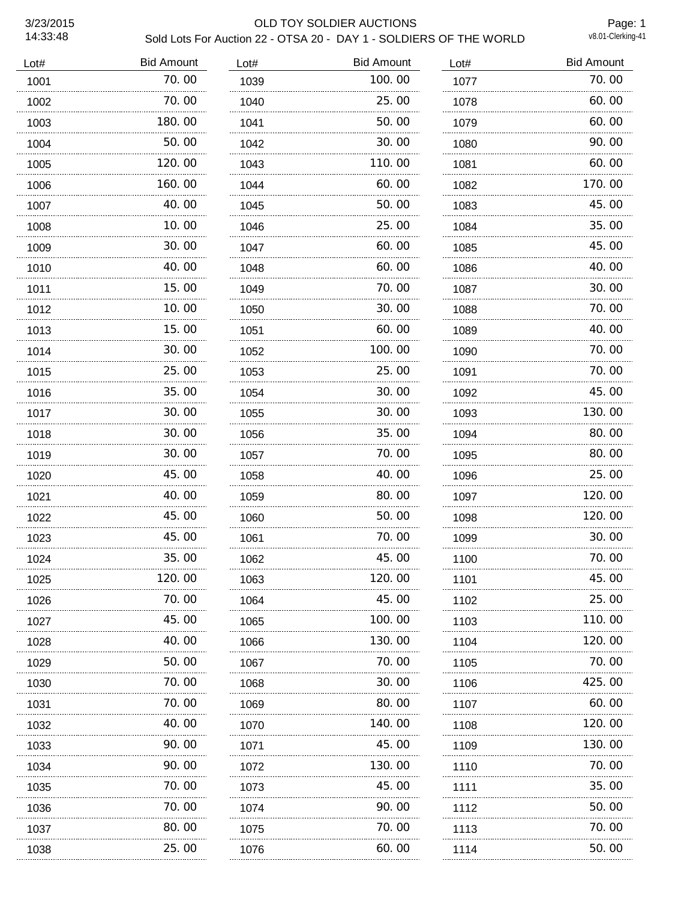# OLD TOY SOLDIER AUCTIONS

## Sold Lots For Auction 22 - OTSA 20 - DAY 1 - SOLDIERS OF THE WORLD

3/23/2015 14:33:48

v8.01-Clerking-41

| Lot# | Bid Amount |
|---|---|
| 1001 | 70.00 |
| 1002 | 70.00 |
| 1003 | 180.00 |
| 1004 | 50.00 |
| 1005 | 120.00 |
| 1006 | 160.00 |
| 1007 | 40.00 |
| 1008 | 10.00 |
| 1009 | 30.00 |
| 1010 | 40.00 |
| 1011 | 15.00 |
| 1012 | 10.00 |
| 1013 | 15.00 |
| 1014 | 30.00 |
| 1015 | 25.00 |
| 1016 | 35.00 |
| 1017 | 30.00 |
| 1018 | 30.00 |
| 1019 | 30.00 |
| 1020 | 45.00 |
| 1021 | 40.00 |
| 1022 | 45.00 |
| 1023 | 45.00 |
| 1024 | 35.00 |
| 1025 | 120.00 |
| 1026 | 70.00 |
| 1027 | 45.00 |
| 1028 | 40.00 |
| 1029 | 50.00 |
| 1030 | 70.00 |
| 1031 | 70.00 |
| 1032 | 40.00 |
| 1033 | 90.00 |
| 1034 | 90.00 |
| 1035 | 70.00 |
| 1036 | 70.00 |
| 1037 | 80.00 |
| 1038 | 25.00 |
| 1039 | 100.00 |
| 1040 | 25.00 |
| 1041 | 50.00 |
| 1042 | 30.00 |
| 1043 | 110.00 |
| 1044 | 60.00 |
| 1045 | 50.00 |
| 1046 | 25.00 |
| 1047 | 60.00 |
| 1048 | 60.00 |
| 1049 | 70.00 |
| 1050 | 30.00 |
| 1051 | 60.00 |
| 1052 | 100.00 |
| 1053 | 25.00 |
| 1054 | 30.00 |
| 1055 | 30.00 |
| 1056 | 35.00 |
| 1057 | 70.00 |
| 1058 | 40.00 |
| 1059 | 80.00 |
| 1060 | 50.00 |
| 1061 | 70.00 |
| 1062 | 45.00 |
| 1063 | 120.00 |
| 1064 | 45.00 |
| 1065 | 100.00 |
| 1066 | 130.00 |
| 1067 | 70.00 |
| 1068 | 30.00 |
| 1069 | 80.00 |
| 1070 | 140.00 |
| 1071 | 45.00 |
| 1072 | 130.00 |
| 1073 | 45.00 |
| 1074 | 90.00 |
| 1075 | 70.00 |
| 1076 | 60.00 |
| 1077 | 70.00 |
| 1078 | 60.00 |
| 1079 | 60.00 |
| 1080 | 90.00 |
| 1081 | 60.00 |
| 1082 | 170.00 |
| 1083 | 45.00 |
| 1084 | 35.00 |
| 1085 | 45.00 |
| 1086 | 40.00 |
| 1087 | 30.00 |
| 1088 | 70.00 |
| 1089 | 40.00 |
| 1090 | 70.00 |
| 1091 | 70.00 |
| 1092 | 45.00 |
| 1093 | 130.00 |
| 1094 | 80.00 |
| 1095 | 80.00 |
| 1096 | 25.00 |
| 1097 | 120.00 |
| 1098 | 120.00 |
| 1099 | 30.00 |
| 1100 | 70.00 |
| 1101 | 45.00 |
| 1102 | 25.00 |
| 1103 | 110.00 |
| 1104 | 120.00 |
| 1105 | 70.00 |
| 1106 | 425.00 |
| 1107 | 60.00 |
| 1108 | 120.00 |
| 1109 | 130.00 |
| 1110 | 70.00 |
| 1111 | 35.00 |
| 1112 | 50.00 |
| 1113 | 70.00 |
| 1114 | 50.00 |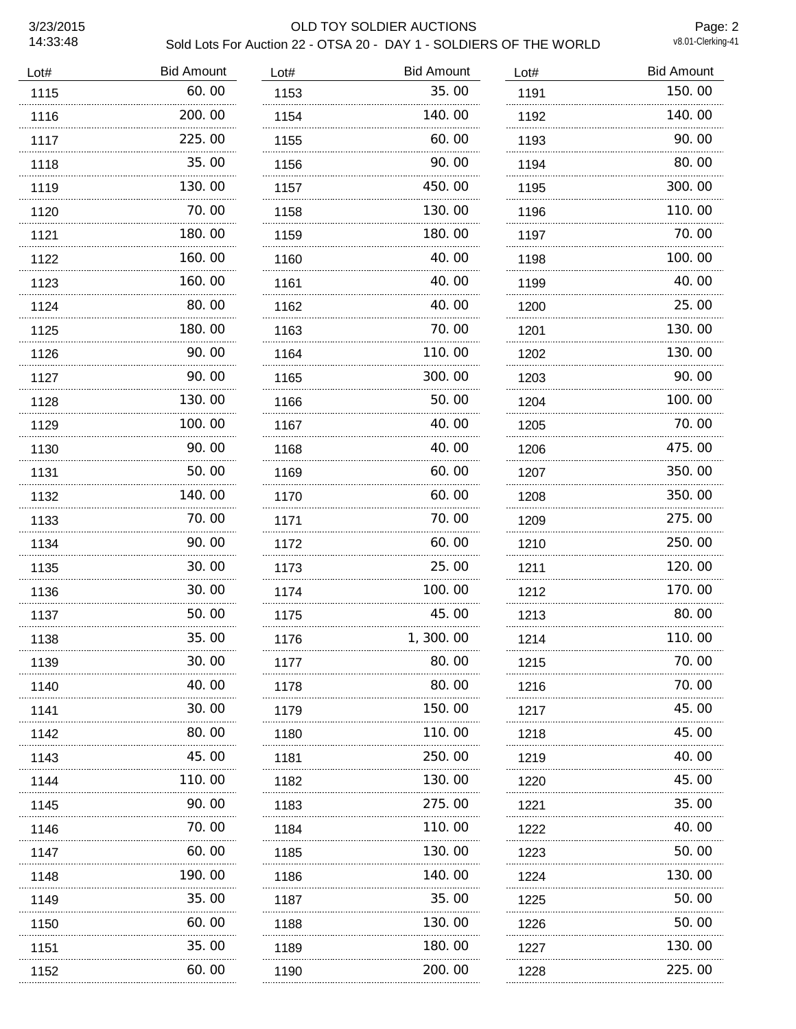# OLD TOY SOLDIER AUCTIONS

## Sold Lots For Auction 22 - OTSA 20 - DAY 1 - SOLDIERS OF THE WORLD

| Lot# | Bid Amount |
|---|---|
| 1115 | 60.00 |
| 1116 | 200.00 |
| 1117 | 225.00 |
| 1118 | 35.00 |
| 1119 | 130.00 |
| 1120 | 70.00 |
| 1121 | 180.00 |
| 1122 | 160.00 |
| 1123 | 160.00 |
| 1124 | 80.00 |
| 1125 | 180.00 |
| 1126 | 90.00 |
| 1127 | 90.00 |
| 1128 | 130.00 |
| 1129 | 100.00 |
| 1130 | 90.00 |
| 1131 | 50.00 |
| 1132 | 140.00 |
| 1133 | 70.00 |
| 1134 | 90.00 |
| 1135 | 30.00 |
| 1136 | 30.00 |
| 1137 | 50.00 |
| 1138 | 35.00 |
| 1139 | 30.00 |
| 1140 | 40.00 |
| 1141 | 30.00 |
| 1142 | 80.00 |
| 1143 | 45.00 |
| 1144 | 110.00 |
| 1145 | 90.00 |
| 1146 | 70.00 |
| 1147 | 60.00 |
| 1148 | 190.00 |
| 1149 | 35.00 |
| 1150 | 60.00 |
| 1151 | 35.00 |
| 1152 | 60.00 |
| 1153 | 35.00 |
| 1154 | 140.00 |
| 1155 | 60.00 |
| 1156 | 90.00 |
| 1157 | 450.00 |
| 1158 | 130.00 |
| 1159 | 180.00 |
| 1160 | 40.00 |
| 1161 | 40.00 |
| 1162 | 40.00 |
| 1163 | 70.00 |
| 1164 | 110.00 |
| 1165 | 300.00 |
| 1166 | 50.00 |
| 1167 | 40.00 |
| 1168 | 40.00 |
| 1169 | 60.00 |
| 1170 | 60.00 |
| 1171 | 70.00 |
| 1172 | 60.00 |
| 1173 | 25.00 |
| 1174 | 100.00 |
| 1175 | 45.00 |
| 1176 | 1,300.00 |
| 1177 | 80.00 |
| 1178 | 80.00 |
| 1179 | 150.00 |
| 1180 | 110.00 |
| 1181 | 250.00 |
| 1182 | 130.00 |
| 1183 | 275.00 |
| 1184 | 110.00 |
| 1185 | 130.00 |
| 1186 | 140.00 |
| 1187 | 35.00 |
| 1188 | 130.00 |
| 1189 | 180.00 |
| 1190 | 200.00 |
| 1191 | 150.00 |
| 1192 | 140.00 |
| 1193 | 90.00 |
| 1194 | 80.00 |
| 1195 | 300.00 |
| 1196 | 110.00 |
| 1197 | 70.00 |
| 1198 | 100.00 |
| 1199 | 40.00 |
| 1200 | 25.00 |
| 1201 | 130.00 |
| 1202 | 130.00 |
| 1203 | 90.00 |
| 1204 | 100.00 |
| 1205 | 70.00 |
| 1206 | 475.00 |
| 1207 | 350.00 |
| 1208 | 350.00 |
| 1209 | 275.00 |
| 1210 | 250.00 |
| 1211 | 120.00 |
| 1212 | 170.00 |
| 1213 | 80.00 |
| 1214 | 110.00 |
| 1215 | 70.00 |
| 1216 | 70.00 |
| 1217 | 45.00 |
| 1218 | 45.00 |
| 1219 | 40.00 |
| 1220 | 45.00 |
| 1221 | 35.00 |
| 1222 | 40.00 |
| 1223 | 50.00 |
| 1224 | 130.00 |
| 1225 | 50.00 |
| 1226 | 50.00 |
| 1227 | 130.00 |
| 1228 | 225.00 |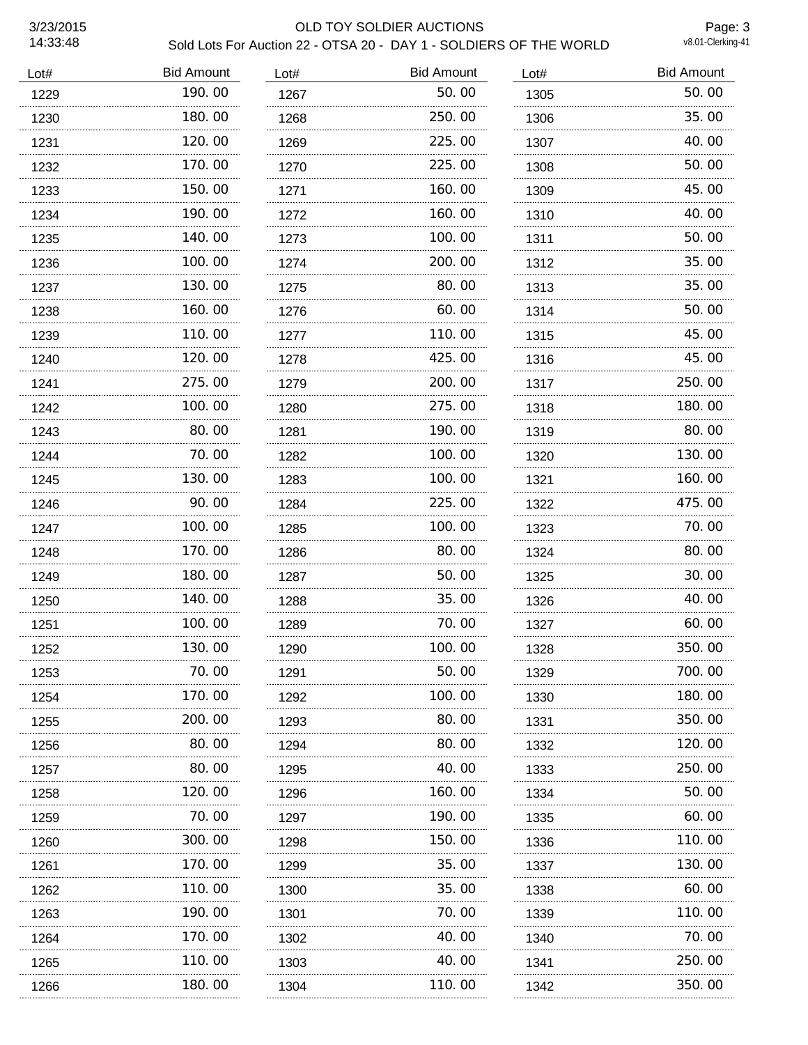# OLD TOY SOLDIER AUCTIONS

## Sold Lots For Auction 22 - OTSA 20 - DAY 1 - SOLDIERS OF THE WORLD

3/23/2015
14:33:48

v8.01-Clerking-41

| Lot# | Bid Amount |
|---|---|
| 1229 | 190.00 |
| 1230 | 180.00 |
| 1231 | 120.00 |
| 1232 | 170.00 |
| 1233 | 150.00 |
| 1234 | 190.00 |
| 1235 | 140.00 |
| 1236 | 100.00 |
| 1237 | 130.00 |
| 1238 | 160.00 |
| 1239 | 110.00 |
| 1240 | 120.00 |
| 1241 | 275.00 |
| 1242 | 100.00 |
| 1243 | 80.00 |
| 1244 | 70.00 |
| 1245 | 130.00 |
| 1246 | 90.00 |
| 1247 | 100.00 |
| 1248 | 170.00 |
| 1249 | 180.00 |
| 1250 | 140.00 |
| 1251 | 100.00 |
| 1252 | 130.00 |
| 1253 | 70.00 |
| 1254 | 170.00 |
| 1255 | 200.00 |
| 1256 | 80.00 |
| 1257 | 80.00 |
| 1258 | 120.00 |
| 1259 | 70.00 |
| 1260 | 300.00 |
| 1261 | 170.00 |
| 1262 | 110.00 |
| 1263 | 190.00 |
| 1264 | 170.00 |
| 1265 | 110.00 |
| 1266 | 180.00 |
| 1267 | 50.00 |
| 1268 | 250.00 |
| 1269 | 225.00 |
| 1270 | 225.00 |
| 1271 | 160.00 |
| 1272 | 160.00 |
| 1273 | 100.00 |
| 1274 | 200.00 |
| 1275 | 80.00 |
| 1276 | 60.00 |
| 1277 | 110.00 |
| 1278 | 425.00 |
| 1279 | 200.00 |
| 1280 | 275.00 |
| 1281 | 190.00 |
| 1282 | 100.00 |
| 1283 | 100.00 |
| 1284 | 225.00 |
| 1285 | 100.00 |
| 1286 | 80.00 |
| 1287 | 50.00 |
| 1288 | 35.00 |
| 1289 | 70.00 |
| 1290 | 100.00 |
| 1291 | 50.00 |
| 1292 | 100.00 |
| 1293 | 80.00 |
| 1294 | 80.00 |
| 1295 | 40.00 |
| 1296 | 160.00 |
| 1297 | 190.00 |
| 1298 | 150.00 |
| 1299 | 35.00 |
| 1300 | 35.00 |
| 1301 | 70.00 |
| 1302 | 40.00 |
| 1303 | 40.00 |
| 1304 | 110.00 |
| 1305 | 50.00 |
| 1306 | 35.00 |
| 1307 | 40.00 |
| 1308 | 50.00 |
| 1309 | 45.00 |
| 1310 | 40.00 |
| 1311 | 50.00 |
| 1312 | 35.00 |
| 1313 | 35.00 |
| 1314 | 50.00 |
| 1315 | 45.00 |
| 1316 | 45.00 |
| 1317 | 250.00 |
| 1318 | 180.00 |
| 1319 | 80.00 |
| 1320 | 130.00 |
| 1321 | 160.00 |
| 1322 | 475.00 |
| 1323 | 70.00 |
| 1324 | 80.00 |
| 1325 | 30.00 |
| 1326 | 40.00 |
| 1327 | 60.00 |
| 1328 | 350.00 |
| 1329 | 700.00 |
| 1330 | 180.00 |
| 1331 | 350.00 |
| 1332 | 120.00 |
| 1333 | 250.00 |
| 1334 | 50.00 |
| 1335 | 60.00 |
| 1336 | 110.00 |
| 1337 | 130.00 |
| 1338 | 60.00 |
| 1339 | 110.00 |
| 1340 | 70.00 |
| 1341 | 250.00 |
| 1342 | 350.00 |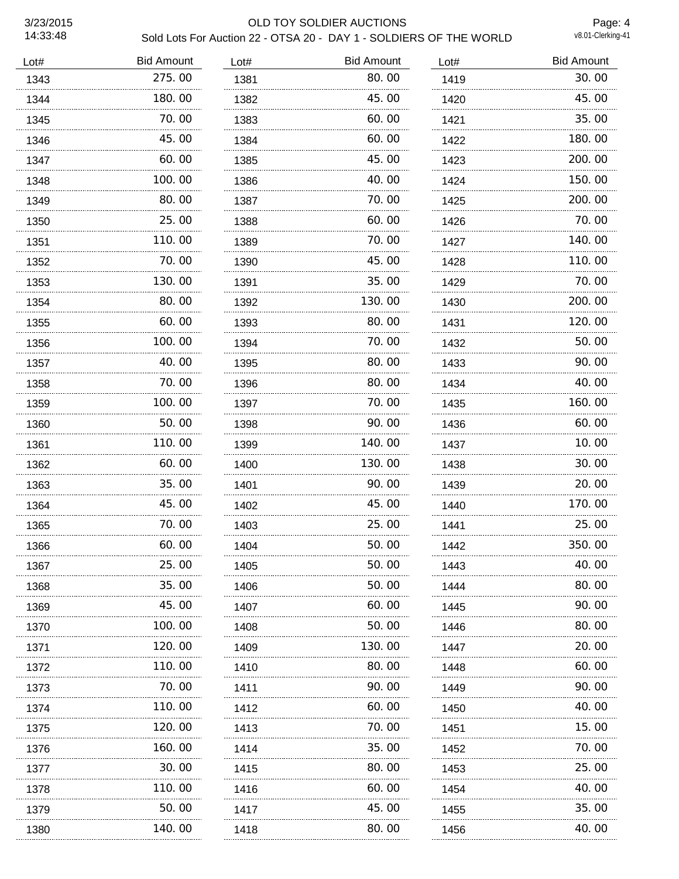| Lot# | Bid Amount | Lot# | Bid Amount | Lot# | Bid Amount |
|---|---|---|---|---|---|
| 1343 | 275.00 | 1381 | 80.00 | 1419 | 30.00 |
| 1344 | 180.00 | 1382 | 45.00 | 1420 | 45.00 |
| 1345 | 70.00 | 1383 | 60.00 | 1421 | 35.00 |
| 1346 | 45.00 | 1384 | 60.00 | 1422 | 180.00 |
| 1347 | 60.00 | 1385 | 45.00 | 1423 | 200.00 |
| 1348 | 100.00 | 1386 | 40.00 | 1424 | 150.00 |
| 1349 | 80.00 | 1387 | 70.00 | 1425 | 200.00 |
| 1350 | 25.00 | 1388 | 60.00 | 1426 | 70.00 |
| 1351 | 110.00 | 1389 | 70.00 | 1427 | 140.00 |
| 1352 | 70.00 | 1390 | 45.00 | 1428 | 110.00 |
| 1353 | 130.00 | 1391 | 35.00 | 1429 | 70.00 |
| 1354 | 80.00 | 1392 | 130.00 | 1430 | 200.00 |
| 1355 | 60.00 | 1393 | 80.00 | 1431 | 120.00 |
| 1356 | 100.00 | 1394 | 70.00 | 1432 | 50.00 |
| 1357 | 40.00 | 1395 | 80.00 | 1433 | 90.00 |
| 1358 | 70.00 | 1396 | 80.00 | 1434 | 40.00 |
| 1359 | 100.00 | 1397 | 70.00 | 1435 | 160.00 |
| 1360 | 50.00 | 1398 | 90.00 | 1436 | 60.00 |
| 1361 | 110.00 | 1399 | 140.00 | 1437 | 10.00 |
| 1362 | 60.00 | 1400 | 130.00 | 1438 | 30.00 |
| 1363 | 35.00 | 1401 | 90.00 | 1439 | 20.00 |
| 1364 | 45.00 | 1402 | 45.00 | 1440 | 170.00 |
| 1365 | 70.00 | 1403 | 25.00 | 1441 | 25.00 |
| 1366 | 60.00 | 1404 | 50.00 | 1442 | 350.00 |
| 1367 | 25.00 | 1405 | 50.00 | 1443 | 40.00 |
| 1368 | 35.00 | 1406 | 50.00 | 1444 | 80.00 |
| 1369 | 45.00 | 1407 | 60.00 | 1445 | 90.00 |
| 1370 | 100.00 | 1408 | 50.00 | 1446 | 80.00 |
| 1371 | 120.00 | 1409 | 130.00 | 1447 | 20.00 |
| 1372 | 110.00 | 1410 | 80.00 | 1448 | 60.00 |
| 1373 | 70.00 | 1411 | 90.00 | 1449 | 90.00 |
| 1374 | 110.00 | 1412 | 60.00 | 1450 | 40.00 |
| 1375 | 120.00 | 1413 | 70.00 | 1451 | 15.00 |
| 1376 | 160.00 | 1414 | 35.00 | 1452 | 70.00 |
| 1377 | 30.00 | 1415 | 80.00 | 1453 | 25.00 |
| 1378 | 110.00 | 1416 | 60.00 | 1454 | 40.00 |
| 1379 | 50.00 | 1417 | 45.00 | 1455 | 35.00 |
| 1380 | 140.00 | 1418 | 80.00 | 1456 | 40.00 |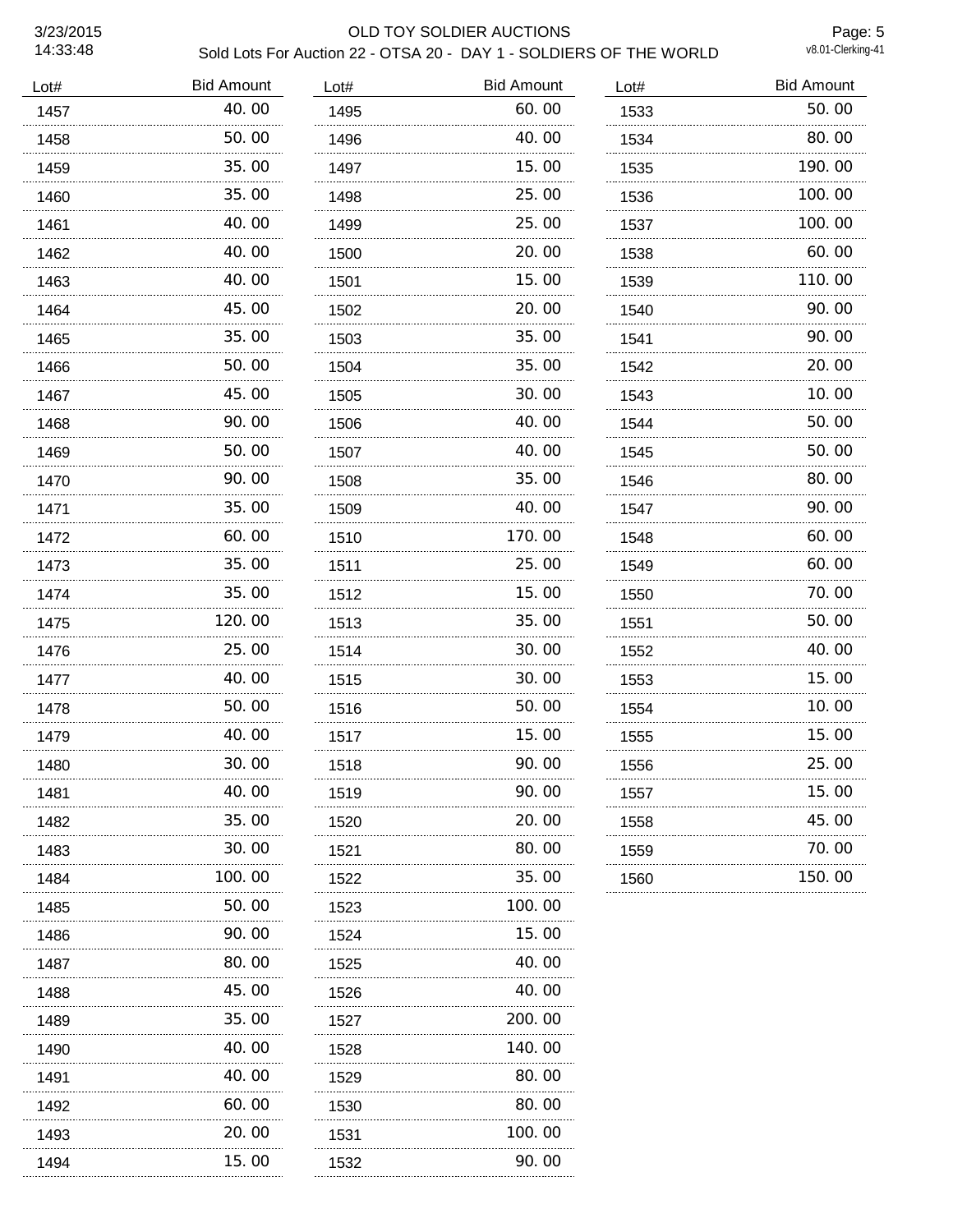# OLD TOY SOLDIER AUCTIONS

## Sold Lots For Auction 22 - OTSA 20 - DAY 1 - SOLDIERS OF THE WORLD

3/23/2015
14:33:48

v8.01-Clerking-41

| Lot# | Bid Amount |
|---|---|
| 1457 | 40.00 |
| 1458 | 50.00 |
| 1459 | 35.00 |
| 1460 | 35.00 |
| 1461 | 40.00 |
| 1462 | 40.00 |
| 1463 | 40.00 |
| 1464 | 45.00 |
| 1465 | 35.00 |
| 1466 | 50.00 |
| 1467 | 45.00 |
| 1468 | 90.00 |
| 1469 | 50.00 |
| 1470 | 90.00 |
| 1471 | 35.00 |
| 1472 | 60.00 |
| 1473 | 35.00 |
| 1474 | 35.00 |
| 1475 | 120.00 |
| 1476 | 25.00 |
| 1477 | 40.00 |
| 1478 | 50.00 |
| 1479 | 40.00 |
| 1480 | 30.00 |
| 1481 | 40.00 |
| 1482 | 35.00 |
| 1483 | 30.00 |
| 1484 | 100.00 |
| 1485 | 50.00 |
| 1486 | 90.00 |
| 1487 | 80.00 |
| 1488 | 45.00 |
| 1489 | 35.00 |
| 1490 | 40.00 |
| 1491 | 40.00 |
| 1492 | 60.00 |
| 1493 | 20.00 |
| 1494 | 15.00 |
| 1495 | 60.00 |
| 1496 | 40.00 |
| 1497 | 15.00 |
| 1498 | 25.00 |
| 1499 | 25.00 |
| 1500 | 20.00 |
| 1501 | 15.00 |
| 1502 | 20.00 |
| 1503 | 35.00 |
| 1504 | 35.00 |
| 1505 | 30.00 |
| 1506 | 40.00 |
| 1507 | 40.00 |
| 1508 | 35.00 |
| 1509 | 40.00 |
| 1510 | 170.00 |
| 1511 | 25.00 |
| 1512 | 15.00 |
| 1513 | 35.00 |
| 1514 | 30.00 |
| 1515 | 30.00 |
| 1516 | 50.00 |
| 1517 | 15.00 |
| 1518 | 90.00 |
| 1519 | 90.00 |
| 1520 | 20.00 |
| 1521 | 80.00 |
| 1522 | 35.00 |
| 1523 | 100.00 |
| 1524 | 15.00 |
| 1525 | 40.00 |
| 1526 | 40.00 |
| 1527 | 200.00 |
| 1528 | 140.00 |
| 1529 | 80.00 |
| 1530 | 80.00 |
| 1531 | 100.00 |
| 1532 | 90.00 |
| 1533 | 50.00 |
| 1534 | 80.00 |
| 1535 | 190.00 |
| 1536 | 100.00 |
| 1537 | 100.00 |
| 1538 | 60.00 |
| 1539 | 110.00 |
| 1540 | 90.00 |
| 1541 | 90.00 |
| 1542 | 20.00 |
| 1543 | 10.00 |
| 1544 | 50.00 |
| 1545 | 50.00 |
| 1546 | 80.00 |
| 1547 | 90.00 |
| 1548 | 60.00 |
| 1549 | 60.00 |
| 1550 | 70.00 |
| 1551 | 50.00 |
| 1552 | 40.00 |
| 1553 | 15.00 |
| 1554 | 10.00 |
| 1555 | 15.00 |
| 1556 | 25.00 |
| 1557 | 15.00 |
| 1558 | 45.00 |
| 1559 | 70.00 |
| 1560 | 150.00 |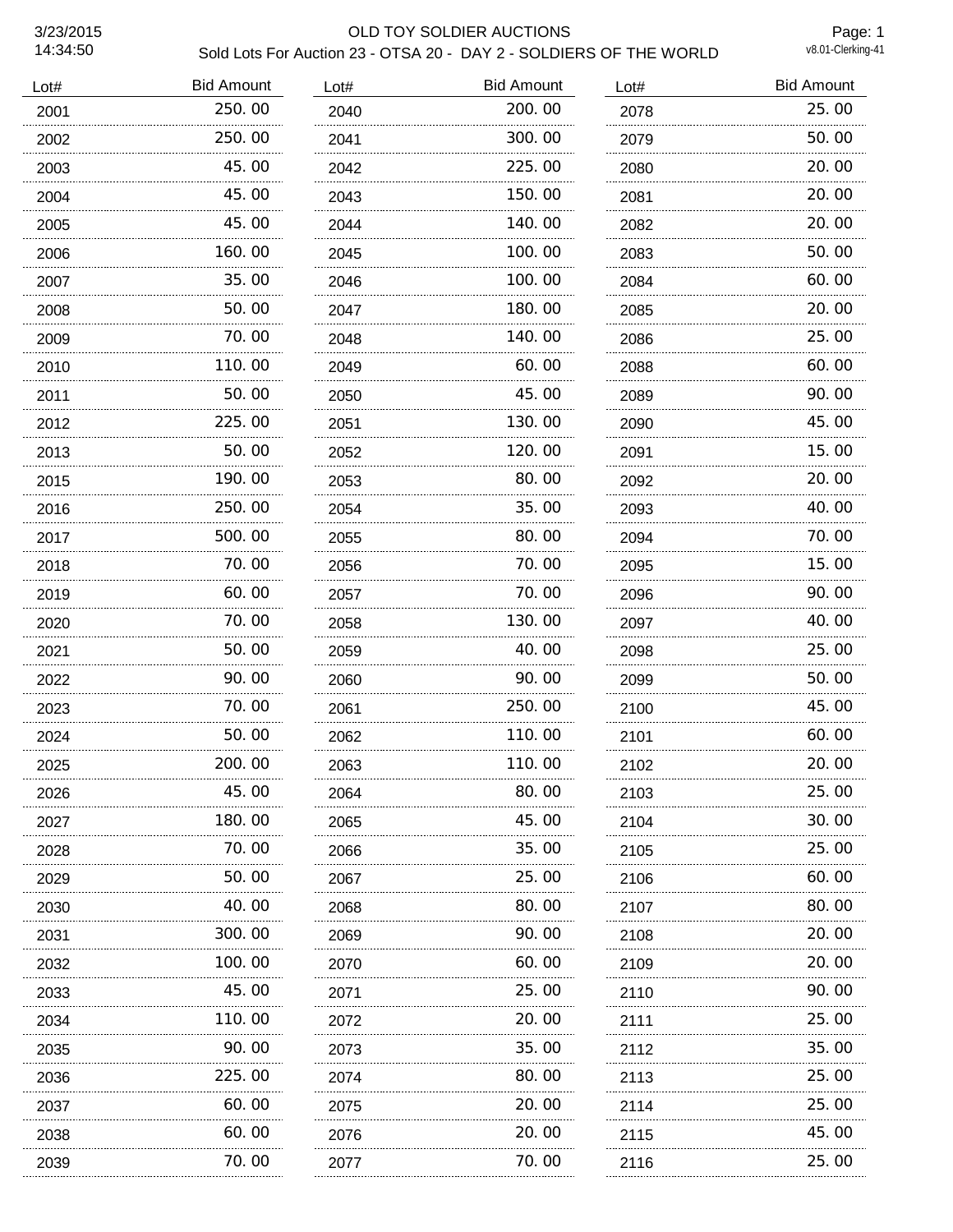# OLD TOY SOLDIER AUCTIONS

## Sold Lots For Auction 23 - OTSA 20 - DAY 2 - SOLDIERS OF THE WORLD

3/23/2015 14:34:50

v8.01-Clerking-41

| Lot# | Bid Amount |
|---|---|
| 2001 | 250.00 |
| 2002 | 250.00 |
| 2003 | 45.00 |
| 2004 | 45.00 |
| 2005 | 45.00 |
| 2006 | 160.00 |
| 2007 | 35.00 |
| 2008 | 50.00 |
| 2009 | 70.00 |
| 2010 | 110.00 |
| 2011 | 50.00 |
| 2012 | 225.00 |
| 2013 | 50.00 |
| 2015 | 190.00 |
| 2016 | 250.00 |
| 2017 | 500.00 |
| 2018 | 70.00 |
| 2019 | 60.00 |
| 2020 | 70.00 |
| 2021 | 50.00 |
| 2022 | 90.00 |
| 2023 | 70.00 |
| 2024 | 50.00 |
| 2025 | 200.00 |
| 2026 | 45.00 |
| 2027 | 180.00 |
| 2028 | 70.00 |
| 2029 | 50.00 |
| 2030 | 40.00 |
| 2031 | 300.00 |
| 2032 | 100.00 |
| 2033 | 45.00 |
| 2034 | 110.00 |
| 2035 | 90.00 |
| 2036 | 225.00 |
| 2037 | 60.00 |
| 2038 | 60.00 |
| 2039 | 70.00 |
| 2040 | 200.00 |
| 2041 | 300.00 |
| 2042 | 225.00 |
| 2043 | 150.00 |
| 2044 | 140.00 |
| 2045 | 100.00 |
| 2046 | 100.00 |
| 2047 | 180.00 |
| 2048 | 140.00 |
| 2049 | 60.00 |
| 2050 | 45.00 |
| 2051 | 130.00 |
| 2052 | 120.00 |
| 2053 | 80.00 |
| 2054 | 35.00 |
| 2055 | 80.00 |
| 2056 | 70.00 |
| 2057 | 70.00 |
| 2058 | 130.00 |
| 2059 | 40.00 |
| 2060 | 90.00 |
| 2061 | 250.00 |
| 2062 | 110.00 |
| 2063 | 110.00 |
| 2064 | 80.00 |
| 2065 | 45.00 |
| 2066 | 35.00 |
| 2067 | 25.00 |
| 2068 | 80.00 |
| 2069 | 90.00 |
| 2070 | 60.00 |
| 2071 | 25.00 |
| 2072 | 20.00 |
| 2073 | 35.00 |
| 2074 | 80.00 |
| 2075 | 20.00 |
| 2076 | 20.00 |
| 2077 | 70.00 |
| 2078 | 25.00 |
| 2079 | 50.00 |
| 2080 | 20.00 |
| 2081 | 20.00 |
| 2082 | 20.00 |
| 2083 | 50.00 |
| 2084 | 60.00 |
| 2085 | 20.00 |
| 2086 | 25.00 |
| 2088 | 60.00 |
| 2089 | 90.00 |
| 2090 | 45.00 |
| 2091 | 15.00 |
| 2092 | 20.00 |
| 2093 | 40.00 |
| 2094 | 70.00 |
| 2095 | 15.00 |
| 2096 | 90.00 |
| 2097 | 40.00 |
| 2098 | 25.00 |
| 2099 | 50.00 |
| 2100 | 45.00 |
| 2101 | 60.00 |
| 2102 | 20.00 |
| 2103 | 25.00 |
| 2104 | 30.00 |
| 2105 | 25.00 |
| 2106 | 60.00 |
| 2107 | 80.00 |
| 2108 | 20.00 |
| 2109 | 20.00 |
| 2110 | 90.00 |
| 2111 | 25.00 |
| 2112 | 35.00 |
| 2113 | 25.00 |
| 2114 | 25.00 |
| 2115 | 45.00 |
| 2116 | 25.00 |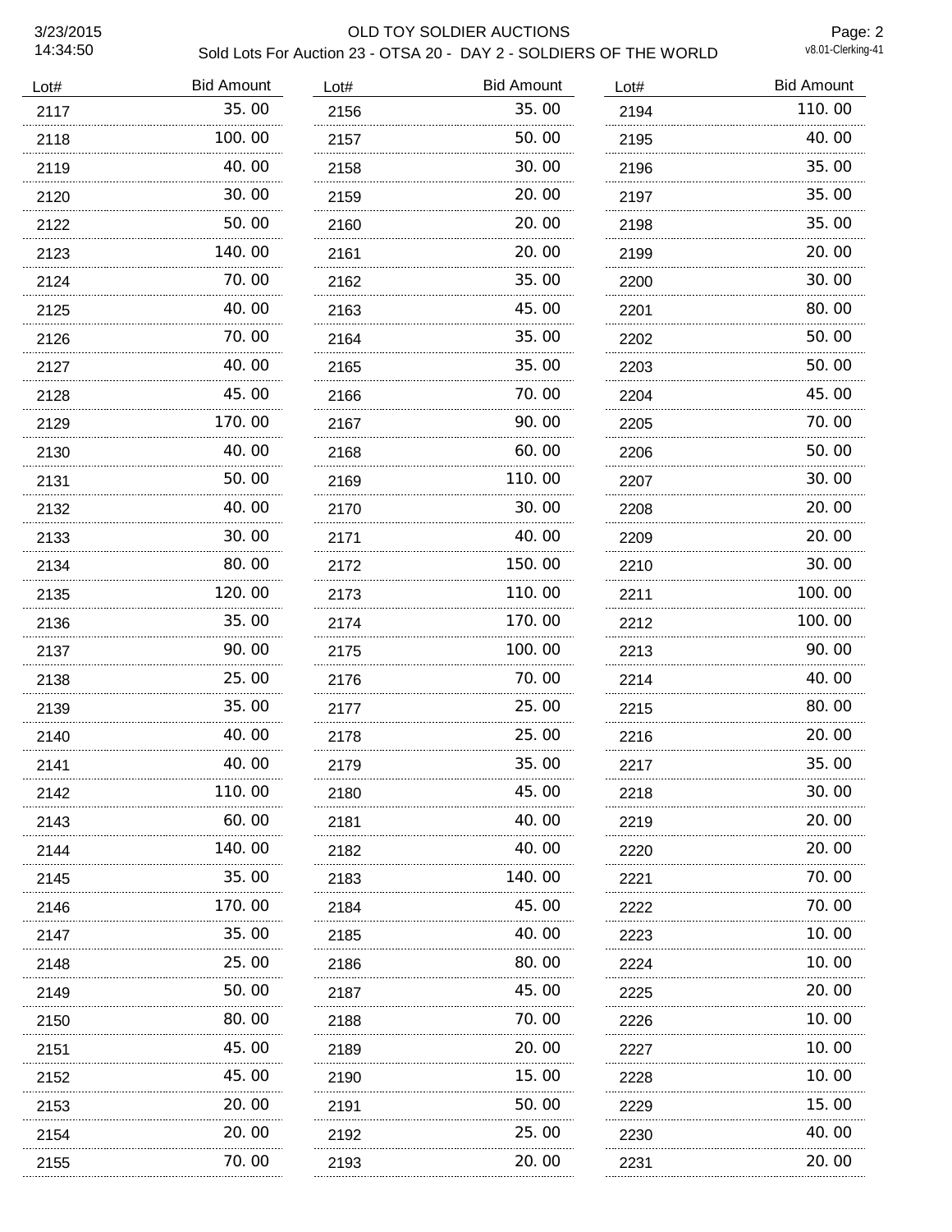# OLD TOY SOLDIER AUCTIONS

## Sold Lots For Auction 23 - OTSA 20 - DAY 2 - SOLDIERS OF THE WORLD

3/23/2015
14:34:50

v8.01-Clerking-41

| Lot# | Bid Amount |
|---|---|
| 2117 | 35. 00 |
| 2118 | 100. 00 |
| 2119 | 40. 00 |
| 2120 | 30. 00 |
| 2122 | 50. 00 |
| 2123 | 140. 00 |
| 2124 | 70. 00 |
| 2125 | 40. 00 |
| 2126 | 70. 00 |
| 2127 | 40. 00 |
| 2128 | 45. 00 |
| 2129 | 170. 00 |
| 2130 | 40. 00 |
| 2131 | 50. 00 |
| 2132 | 40. 00 |
| 2133 | 30. 00 |
| 2134 | 80. 00 |
| 2135 | 120. 00 |
| 2136 | 35. 00 |
| 2137 | 90. 00 |
| 2138 | 25. 00 |
| 2139 | 35. 00 |
| 2140 | 40. 00 |
| 2141 | 40. 00 |
| 2142 | 110. 00 |
| 2143 | 60. 00 |
| 2144 | 140. 00 |
| 2145 | 35. 00 |
| 2146 | 170. 00 |
| 2147 | 35. 00 |
| 2148 | 25. 00 |
| 2149 | 50. 00 |
| 2150 | 80. 00 |
| 2151 | 45. 00 |
| 2152 | 45. 00 |
| 2153 | 20. 00 |
| 2154 | 20. 00 |
| 2155 | 70. 00 |
| 2156 | 35. 00 |
| 2157 | 50. 00 |
| 2158 | 30. 00 |
| 2159 | 20. 00 |
| 2160 | 20. 00 |
| 2161 | 20. 00 |
| 2162 | 35. 00 |
| 2163 | 45. 00 |
| 2164 | 35. 00 |
| 2165 | 35. 00 |
| 2166 | 70. 00 |
| 2167 | 90. 00 |
| 2168 | 60. 00 |
| 2169 | 110. 00 |
| 2170 | 30. 00 |
| 2171 | 40. 00 |
| 2172 | 150. 00 |
| 2173 | 110. 00 |
| 2174 | 170. 00 |
| 2175 | 100. 00 |
| 2176 | 70. 00 |
| 2177 | 25. 00 |
| 2178 | 25. 00 |
| 2179 | 35. 00 |
| 2180 | 45. 00 |
| 2181 | 40. 00 |
| 2182 | 40. 00 |
| 2183 | 140. 00 |
| 2184 | 45. 00 |
| 2185 | 40. 00 |
| 2186 | 80. 00 |
| 2187 | 45. 00 |
| 2188 | 70. 00 |
| 2189 | 20. 00 |
| 2190 | 15. 00 |
| 2191 | 50. 00 |
| 2192 | 25. 00 |
| 2193 | 20. 00 |
| 2194 | 110. 00 |
| 2195 | 40. 00 |
| 2196 | 35. 00 |
| 2197 | 35. 00 |
| 2198 | 35. 00 |
| 2199 | 20. 00 |
| 2200 | 30. 00 |
| 2201 | 80. 00 |
| 2202 | 50. 00 |
| 2203 | 50. 00 |
| 2204 | 45. 00 |
| 2205 | 70. 00 |
| 2206 | 50. 00 |
| 2207 | 30. 00 |
| 2208 | 20. 00 |
| 2209 | 20. 00 |
| 2210 | 30. 00 |
| 2211 | 100. 00 |
| 2212 | 100. 00 |
| 2213 | 90. 00 |
| 2214 | 40. 00 |
| 2215 | 80. 00 |
| 2216 | 20. 00 |
| 2217 | 35. 00 |
| 2218 | 30. 00 |
| 2219 | 20. 00 |
| 2220 | 20. 00 |
| 2221 | 70. 00 |
| 2222 | 70. 00 |
| 2223 | 10. 00 |
| 2224 | 10. 00 |
| 2225 | 20. 00 |
| 2226 | 10. 00 |
| 2227 | 10. 00 |
| 2228 | 10. 00 |
| 2229 | 15. 00 |
| 2230 | 40. 00 |
| 2231 | 20. 00 |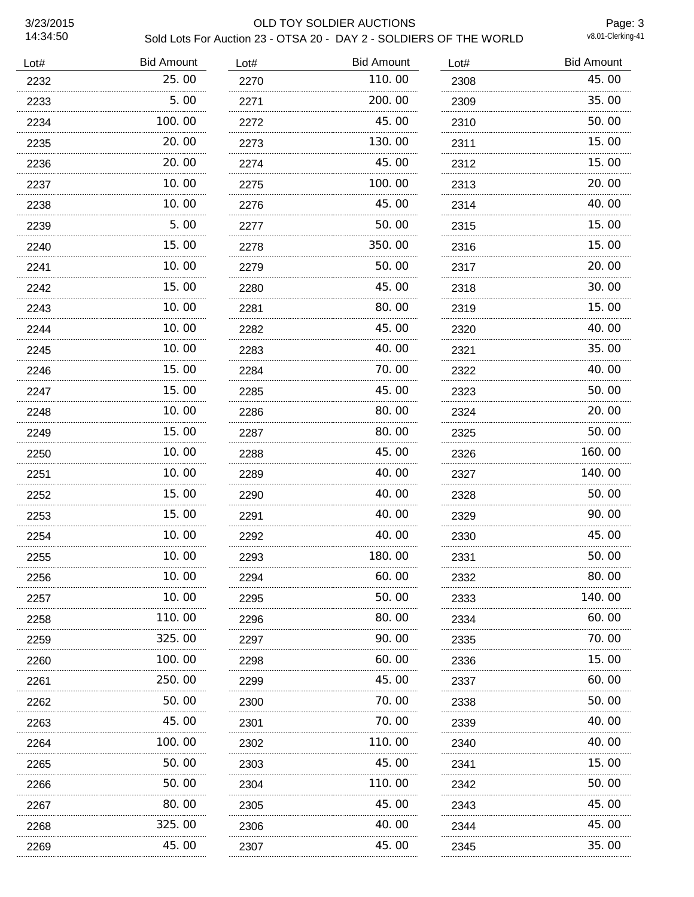# OLD TOY SOLDIER AUCTIONS

## Sold Lots For Auction 23 - OTSA 20 - DAY 2 - SOLDIERS OF THE WORLD

3/23/2015 14:34:50

| Lot# | Bid Amount |
|---|---|
| 2232 | 25.00 |
| 2233 | 5.00 |
| 2234 | 100.00 |
| 2235 | 20.00 |
| 2236 | 20.00 |
| 2237 | 10.00 |
| 2238 | 10.00 |
| 2239 | 5.00 |
| 2240 | 15.00 |
| 2241 | 10.00 |
| 2242 | 15.00 |
| 2243 | 10.00 |
| 2244 | 10.00 |
| 2245 | 10.00 |
| 2246 | 15.00 |
| 2247 | 15.00 |
| 2248 | 10.00 |
| 2249 | 15.00 |
| 2250 | 10.00 |
| 2251 | 10.00 |
| 2252 | 15.00 |
| 2253 | 15.00 |
| 2254 | 10.00 |
| 2255 | 10.00 |
| 2256 | 10.00 |
| 2257 | 10.00 |
| 2258 | 110.00 |
| 2259 | 325.00 |
| 2260 | 100.00 |
| 2261 | 250.00 |
| 2262 | 50.00 |
| 2263 | 45.00 |
| 2264 | 100.00 |
| 2265 | 50.00 |
| 2266 | 50.00 |
| 2267 | 80.00 |
| 2268 | 325.00 |
| 2269 | 45.00 |
| 2270 | 110.00 |
| 2271 | 200.00 |
| 2272 | 45.00 |
| 2273 | 130.00 |
| 2274 | 45.00 |
| 2275 | 100.00 |
| 2276 | 45.00 |
| 2277 | 50.00 |
| 2278 | 350.00 |
| 2279 | 50.00 |
| 2280 | 45.00 |
| 2281 | 80.00 |
| 2282 | 45.00 |
| 2283 | 40.00 |
| 2284 | 70.00 |
| 2285 | 45.00 |
| 2286 | 80.00 |
| 2287 | 80.00 |
| 2288 | 45.00 |
| 2289 | 40.00 |
| 2290 | 40.00 |
| 2291 | 40.00 |
| 2292 | 40.00 |
| 2293 | 180.00 |
| 2294 | 60.00 |
| 2295 | 50.00 |
| 2296 | 80.00 |
| 2297 | 90.00 |
| 2298 | 60.00 |
| 2299 | 45.00 |
| 2300 | 70.00 |
| 2301 | 70.00 |
| 2302 | 110.00 |
| 2303 | 45.00 |
| 2304 | 110.00 |
| 2305 | 45.00 |
| 2306 | 40.00 |
| 2307 | 45.00 |
| 2308 | 45.00 |
| 2309 | 35.00 |
| 2310 | 50.00 |
| 2311 | 15.00 |
| 2312 | 15.00 |
| 2313 | 20.00 |
| 2314 | 40.00 |
| 2315 | 15.00 |
| 2316 | 15.00 |
| 2317 | 20.00 |
| 2318 | 30.00 |
| 2319 | 15.00 |
| 2320 | 40.00 |
| 2321 | 35.00 |
| 2322 | 40.00 |
| 2323 | 50.00 |
| 2324 | 20.00 |
| 2325 | 50.00 |
| 2326 | 160.00 |
| 2327 | 140.00 |
| 2328 | 50.00 |
| 2329 | 90.00 |
| 2330 | 45.00 |
| 2331 | 50.00 |
| 2332 | 80.00 |
| 2333 | 140.00 |
| 2334 | 60.00 |
| 2335 | 70.00 |
| 2336 | 15.00 |
| 2337 | 60.00 |
| 2338 | 50.00 |
| 2339 | 40.00 |
| 2340 | 40.00 |
| 2341 | 15.00 |
| 2342 | 50.00 |
| 2343 | 45.00 |
| 2344 | 45.00 |
| 2345 | 35.00 |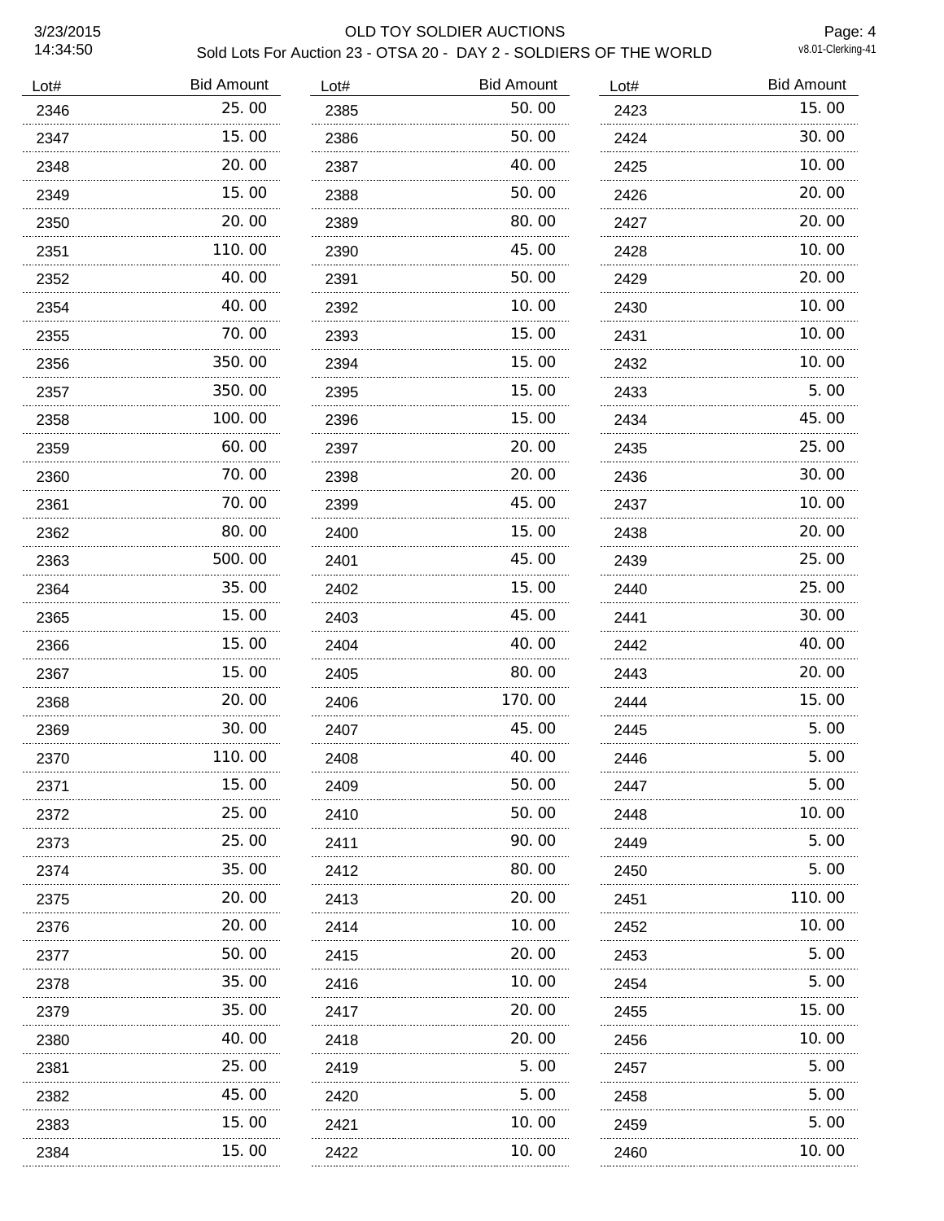# OLD TOY SOLDIER AUCTIONS

## Sold Lots For Auction 23 - OTSA 20 - DAY 2 - SOLDIERS OF THE WORLD

| Lot# | Bid Amount |
|---|---|
| 2346 | 25. 00 |
| 2347 | 15. 00 |
| 2348 | 20. 00 |
| 2349 | 15. 00 |
| 2350 | 20. 00 |
| 2351 | 110. 00 |
| 2352 | 40. 00 |
| 2354 | 40. 00 |
| 2355 | 70. 00 |
| 2356 | 350. 00 |
| 2357 | 350. 00 |
| 2358 | 100. 00 |
| 2359 | 60. 00 |
| 2360 | 70. 00 |
| 2361 | 70. 00 |
| 2362 | 80. 00 |
| 2363 | 500. 00 |
| 2364 | 35. 00 |
| 2365 | 15. 00 |
| 2366 | 15. 00 |
| 2367 | 15. 00 |
| 2368 | 20. 00 |
| 2369 | 30. 00 |
| 2370 | 110. 00 |
| 2371 | 15. 00 |
| 2372 | 25. 00 |
| 2373 | 25. 00 |
| 2374 | 35. 00 |
| 2375 | 20. 00 |
| 2376 | 20. 00 |
| 2377 | 50. 00 |
| 2378 | 35. 00 |
| 2379 | 35. 00 |
| 2380 | 40. 00 |
| 2381 | 25. 00 |
| 2382 | 45. 00 |
| 2383 | 15. 00 |
| 2384 | 15. 00 |
| 2385 | 50. 00 |
| 2386 | 50. 00 |
| 2387 | 40. 00 |
| 2388 | 50. 00 |
| 2389 | 80. 00 |
| 2390 | 45. 00 |
| 2391 | 50. 00 |
| 2392 | 10. 00 |
| 2393 | 15. 00 |
| 2394 | 15. 00 |
| 2395 | 15. 00 |
| 2396 | 15. 00 |
| 2397 | 20. 00 |
| 2398 | 20. 00 |
| 2399 | 45. 00 |
| 2400 | 15. 00 |
| 2401 | 45. 00 |
| 2402 | 15. 00 |
| 2403 | 45. 00 |
| 2404 | 40. 00 |
| 2405 | 80. 00 |
| 2406 | 170. 00 |
| 2407 | 45. 00 |
| 2408 | 40. 00 |
| 2409 | 50. 00 |
| 2410 | 50. 00 |
| 2411 | 90. 00 |
| 2412 | 80. 00 |
| 2413 | 20. 00 |
| 2414 | 10. 00 |
| 2415 | 20. 00 |
| 2416 | 10. 00 |
| 2417 | 20. 00 |
| 2418 | 20. 00 |
| 2419 | 5. 00 |
| 2420 | 5. 00 |
| 2421 | 10. 00 |
| 2422 | 10. 00 |
| 2423 | 15. 00 |
| 2424 | 30. 00 |
| 2425 | 10. 00 |
| 2426 | 20. 00 |
| 2427 | 20. 00 |
| 2428 | 10. 00 |
| 2429 | 20. 00 |
| 2430 | 10. 00 |
| 2431 | 10. 00 |
| 2432 | 10. 00 |
| 2433 | 5. 00 |
| 2434 | 45. 00 |
| 2435 | 25. 00 |
| 2436 | 30. 00 |
| 2437 | 10. 00 |
| 2438 | 20. 00 |
| 2439 | 25. 00 |
| 2440 | 25. 00 |
| 2441 | 30. 00 |
| 2442 | 40. 00 |
| 2443 | 20. 00 |
| 2444 | 15. 00 |
| 2445 | 5. 00 |
| 2446 | 5. 00 |
| 2447 | 5. 00 |
| 2448 | 10. 00 |
| 2449 | 5. 00 |
| 2450 | 5. 00 |
| 2451 | 110. 00 |
| 2452 | 10. 00 |
| 2453 | 5. 00 |
| 2454 | 5. 00 |
| 2455 | 15. 00 |
| 2456 | 10. 00 |
| 2457 | 5. 00 |
| 2458 | 5. 00 |
| 2459 | 5. 00 |
| 2460 | 10. 00 |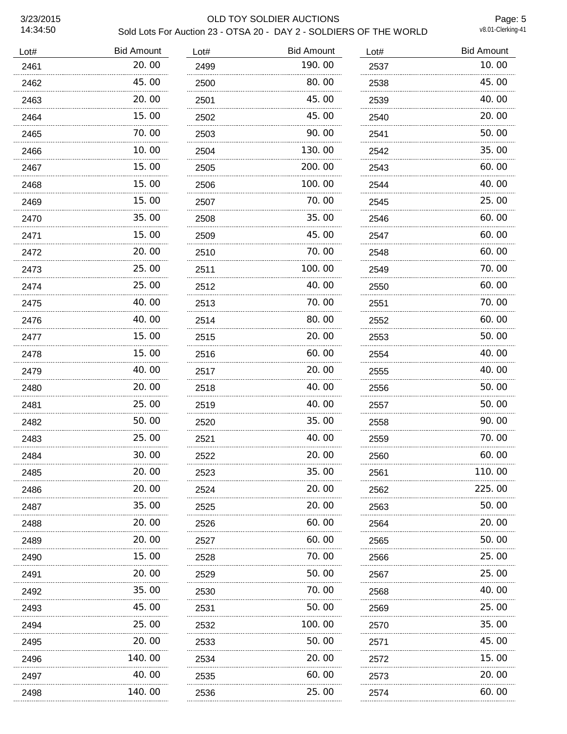# OLD TOY SOLDIER AUCTIONS

## Sold Lots For Auction 23 - OTSA 20 - DAY 2 - SOLDIERS OF THE WORLD

3/23/2015 14:34:50

| Lot# | Bid Amount |
|---|---|
| 2461 | 20.00 |
| 2462 | 45.00 |
| 2463 | 20.00 |
| 2464 | 15.00 |
| 2465 | 70.00 |
| 2466 | 10.00 |
| 2467 | 15.00 |
| 2468 | 15.00 |
| 2469 | 15.00 |
| 2470 | 35.00 |
| 2471 | 15.00 |
| 2472 | 20.00 |
| 2473 | 25.00 |
| 2474 | 25.00 |
| 2475 | 40.00 |
| 2476 | 40.00 |
| 2477 | 15.00 |
| 2478 | 15.00 |
| 2479 | 40.00 |
| 2480 | 20.00 |
| 2481 | 25.00 |
| 2482 | 50.00 |
| 2483 | 25.00 |
| 2484 | 30.00 |
| 2485 | 20.00 |
| 2486 | 20.00 |
| 2487 | 35.00 |
| 2488 | 20.00 |
| 2489 | 20.00 |
| 2490 | 15.00 |
| 2491 | 20.00 |
| 2492 | 35.00 |
| 2493 | 45.00 |
| 2494 | 25.00 |
| 2495 | 20.00 |
| 2496 | 140.00 |
| 2497 | 40.00 |
| 2498 | 140.00 |
| 2499 | 190.00 |
| 2500 | 80.00 |
| 2501 | 45.00 |
| 2502 | 45.00 |
| 2503 | 90.00 |
| 2504 | 130.00 |
| 2505 | 200.00 |
| 2506 | 100.00 |
| 2507 | 70.00 |
| 2508 | 35.00 |
| 2509 | 45.00 |
| 2510 | 70.00 |
| 2511 | 100.00 |
| 2512 | 40.00 |
| 2513 | 70.00 |
| 2514 | 80.00 |
| 2515 | 20.00 |
| 2516 | 60.00 |
| 2517 | 20.00 |
| 2518 | 40.00 |
| 2519 | 40.00 |
| 2520 | 35.00 |
| 2521 | 40.00 |
| 2522 | 20.00 |
| 2523 | 35.00 |
| 2524 | 20.00 |
| 2525 | 20.00 |
| 2526 | 60.00 |
| 2527 | 60.00 |
| 2528 | 70.00 |
| 2529 | 50.00 |
| 2530 | 70.00 |
| 2531 | 50.00 |
| 2532 | 100.00 |
| 2533 | 50.00 |
| 2534 | 20.00 |
| 2535 | 60.00 |
| 2536 | 25.00 |
| 2537 | 10.00 |
| 2538 | 45.00 |
| 2539 | 40.00 |
| 2540 | 20.00 |
| 2541 | 50.00 |
| 2542 | 35.00 |
| 2543 | 60.00 |
| 2544 | 40.00 |
| 2545 | 25.00 |
| 2546 | 60.00 |
| 2547 | 60.00 |
| 2548 | 60.00 |
| 2549 | 70.00 |
| 2550 | 60.00 |
| 2551 | 70.00 |
| 2552 | 60.00 |
| 2553 | 50.00 |
| 2554 | 40.00 |
| 2555 | 40.00 |
| 2556 | 50.00 |
| 2557 | 50.00 |
| 2558 | 90.00 |
| 2559 | 70.00 |
| 2560 | 60.00 |
| 2561 | 110.00 |
| 2562 | 225.00 |
| 2563 | 50.00 |
| 2564 | 20.00 |
| 2565 | 50.00 |
| 2566 | 25.00 |
| 2567 | 25.00 |
| 2568 | 40.00 |
| 2569 | 25.00 |
| 2570 | 35.00 |
| 2571 | 45.00 |
| 2572 | 15.00 |
| 2573 | 20.00 |
| 2574 | 60.00 |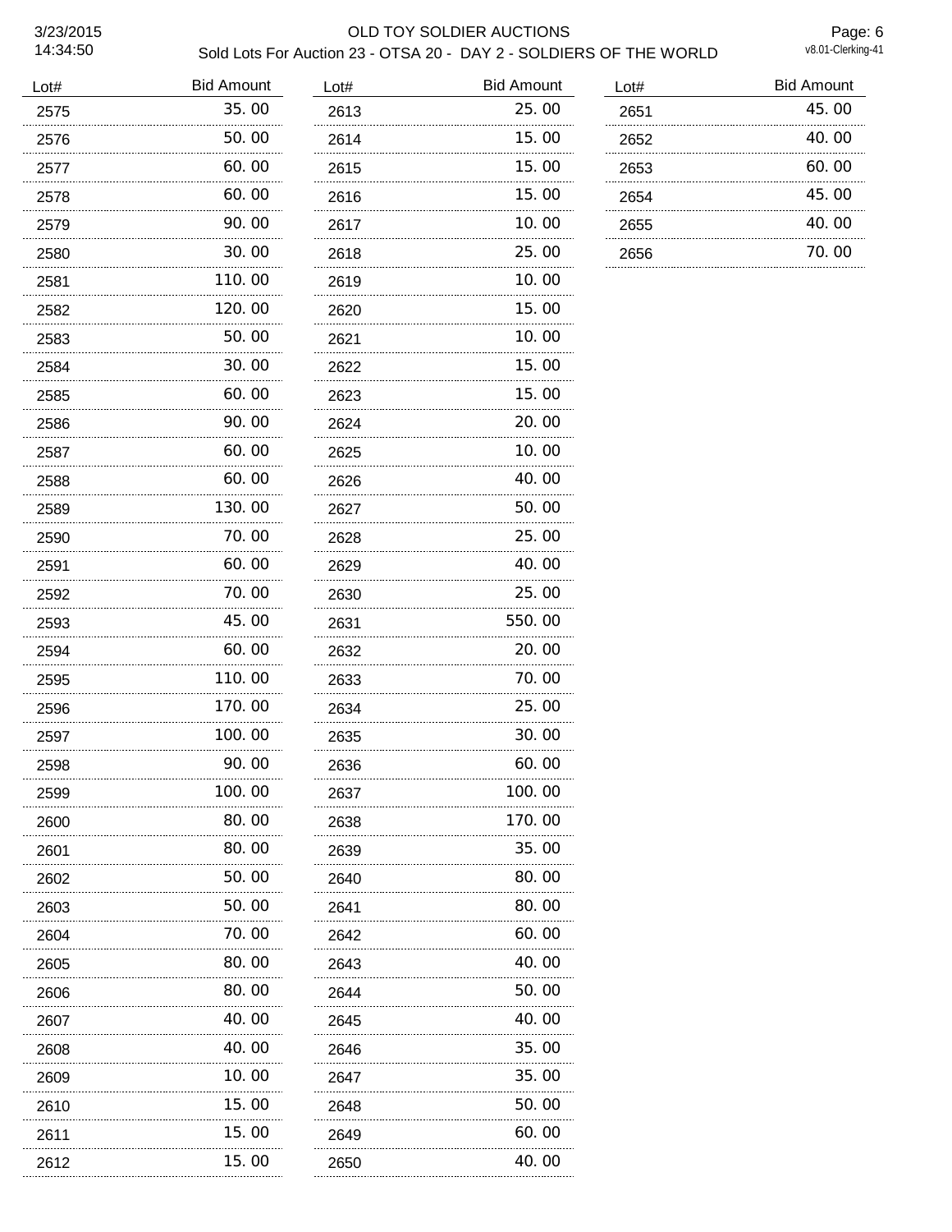# OLD TOY SOLDIER AUCTIONS

## Sold Lots For Auction 23 - OTSA 20 - DAY 2 - SOLDIERS OF THE WORLD

3/23/2015
14:34:50

v8.01-Clerking-41

| Lot# | Bid Amount | Lot# | Bid Amount | Lot# | Bid Amount |
|---|---|---|---|---|---|
| 2575 | 35.00 | 2613 | 25.00 | 2651 | 45.00 |
| 2576 | 50.00 | 2614 | 15.00 | 2652 | 40.00 |
| 2577 | 60.00 | 2615 | 15.00 | 2653 | 60.00 |
| 2578 | 60.00 | 2616 | 15.00 | 2654 | 45.00 |
| 2579 | 90.00 | 2617 | 10.00 | 2655 | 40.00 |
| 2580 | 30.00 | 2618 | 25.00 | 2656 | 70.00 |
| 2581 | 110.00 | 2619 | 10.00 | | |
| 2582 | 120.00 | 2620 | 15.00 | | |
| 2583 | 50.00 | 2621 | 10.00 | | |
| 2584 | 30.00 | 2622 | 15.00 | | |
| 2585 | 60.00 | 2623 | 15.00 | | |
| 2586 | 90.00 | 2624 | 20.00 | | |
| 2587 | 60.00 | 2625 | 10.00 | | |
| 2588 | 60.00 | 2626 | 40.00 | | |
| 2589 | 130.00 | 2627 | 50.00 | | |
| 2590 | 70.00 | 2628 | 25.00 | | |
| 2591 | 60.00 | 2629 | 40.00 | | |
| 2592 | 70.00 | 2630 | 25.00 | | |
| 2593 | 45.00 | 2631 | 550.00 | | |
| 2594 | 60.00 | 2632 | 20.00 | | |
| 2595 | 110.00 | 2633 | 70.00 | | |
| 2596 | 170.00 | 2634 | 25.00 | | |
| 2597 | 100.00 | 2635 | 30.00 | | |
| 2598 | 90.00 | 2636 | 60.00 | | |
| 2599 | 100.00 | 2637 | 100.00 | | |
| 2600 | 80.00 | 2638 | 170.00 | | |
| 2601 | 80.00 | 2639 | 35.00 | | |
| 2602 | 50.00 | 2640 | 80.00 | | |
| 2603 | 50.00 | 2641 | 80.00 | | |
| 2604 | 70.00 | 2642 | 60.00 | | |
| 2605 | 80.00 | 2643 | 40.00 | | |
| 2606 | 80.00 | 2644 | 50.00 | | |
| 2607 | 40.00 | 2645 | 40.00 | | |
| 2608 | 40.00 | 2646 | 35.00 | | |
| 2609 | 10.00 | 2647 | 35.00 | | |
| 2610 | 15.00 | 2648 | 50.00 | | |
| 2611 | 15.00 | 2649 | 60.00 | | |
| 2612 | 15.00 | 2650 | 40.00 | | |